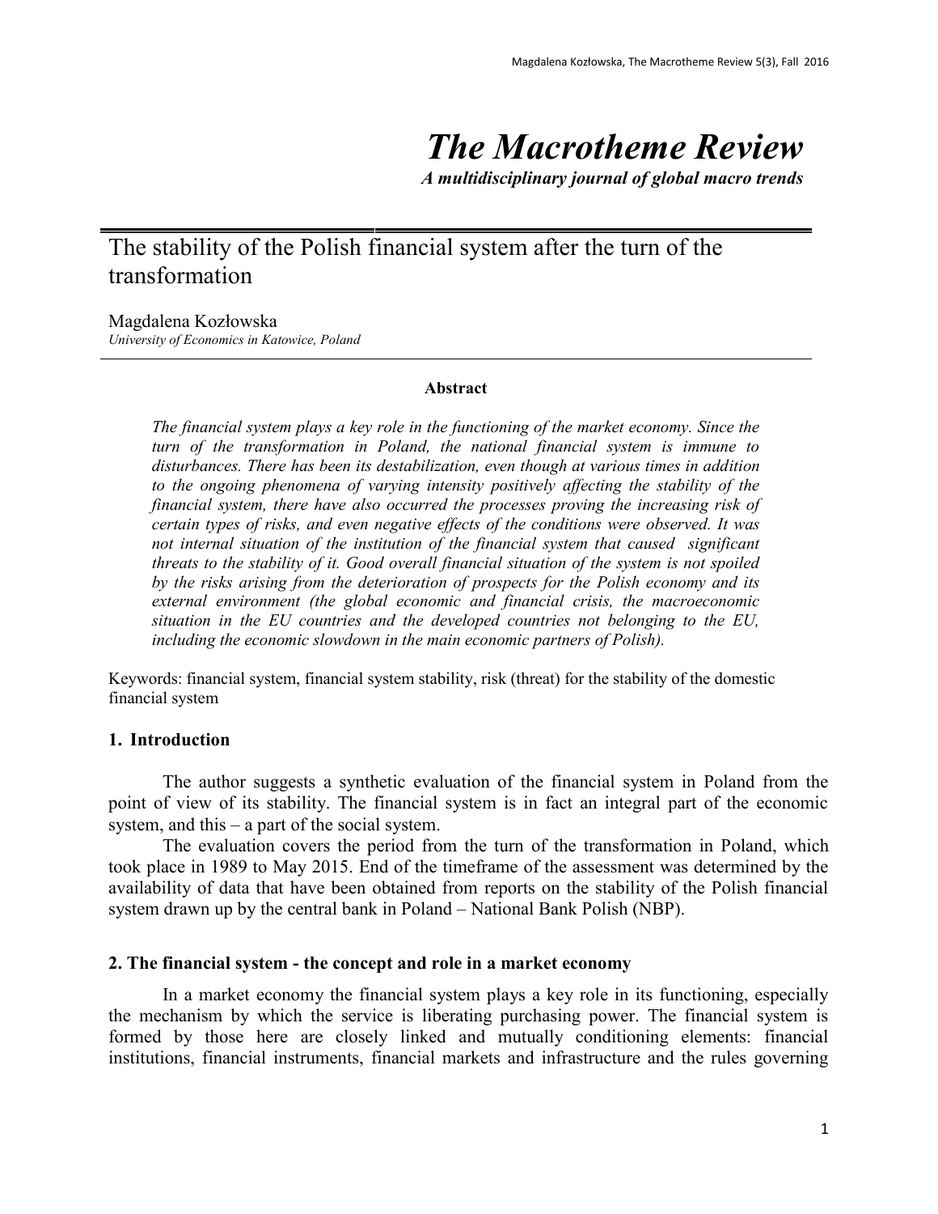# *The Macrotheme Review*

***A multidisciplinary journal of global macro trends***

## The stability of the Polish financial system after the turn of the transformation

Magdalena Kozłowska

*University of Economics in Katowice, Poland*

**Abstract**

*The financial system plays a key role in the functioning of the market economy. Since the turn of the transformation in Poland, the national financial system is immune to disturbances. There has been its destabilization, even though at various times in addition to the ongoing phenomena of varying intensity positively affecting the stability of the financial system, there have also occurred the processes proving the increasing risk of certain types of risks, and even negative effects of the conditions were observed. It was not internal situation of the institution of the financial system that caused significant threats to the stability of it. Good overall financial situation of the system is not spoiled by the risks arising from the deterioration of prospects for the Polish economy and its external environment (the global economic and financial crisis, the macroeconomic situation in the EU countries and the developed countries not belonging to the EU, including the economic slowdown in the main economic partners of Polish).*

Keywords: financial system, financial system stability, risk (threat) for the stability of the domestic financial system

### 1. Introduction

The author suggests a synthetic evaluation of the financial system in Poland from the point of view of its stability. The financial system is in fact an integral part of the economic system, and this – a part of the social system.

The evaluation covers the period from the turn of the transformation in Poland, which took place in 1989 to May 2015. End of the timeframe of the assessment was determined by the availability of data that have been obtained from reports on the stability of the Polish financial system drawn up by the central bank in Poland – National Bank Polish (NBP).

### 2. The financial system - the concept and role in a market economy

In a market economy the financial system plays a key role in its functioning, especially the mechanism by which the service is liberating purchasing power. The financial system is formed by those here are closely linked and mutually conditioning elements: financial institutions, financial instruments, financial markets and infrastructure and the rules governing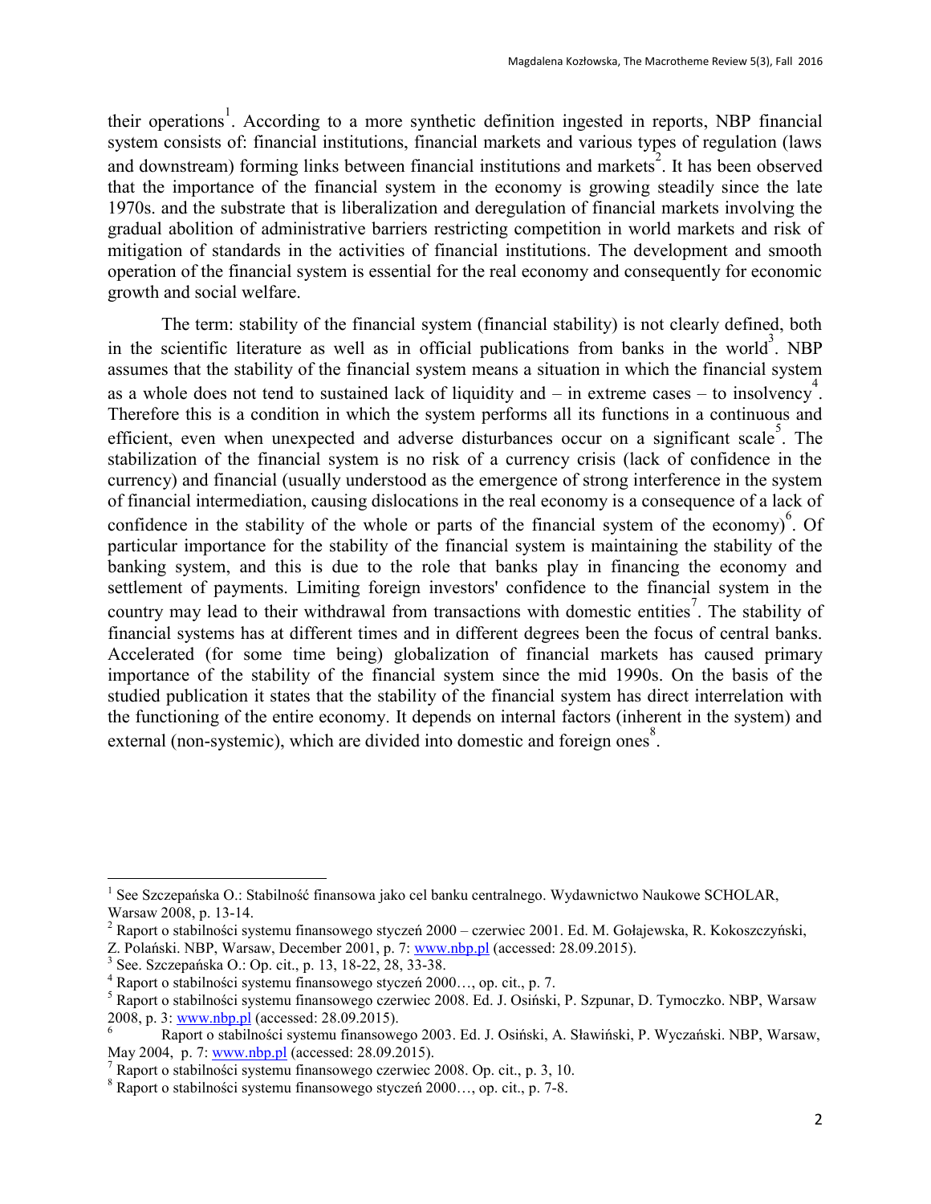their operations[1]. According to a more synthetic definition ingested in reports, NBP financial system consists of: financial institutions, financial markets and various types of regulation (laws and downstream) forming links between financial institutions and markets[2]. It has been observed that the importance of the financial system in the economy is growing steadily since the late 1970s. and the substrate that is liberalization and deregulation of financial markets involving the gradual abolition of administrative barriers restricting competition in world markets and risk of mitigation of standards in the activities of financial institutions. The development and smooth operation of the financial system is essential for the real economy and consequently for economic growth and social welfare.

The term: stability of the financial system (financial stability) is not clearly defined, both in the scientific literature as well as in official publications from banks in the world[3]. NBP assumes that the stability of the financial system means a situation in which the financial system as a whole does not tend to sustained lack of liquidity and – in extreme cases – to insolvency[4]. Therefore this is a condition in which the system performs all its functions in a continuous and efficient, even when unexpected and adverse disturbances occur on a significant scale[5]. The stabilization of the financial system is no risk of a currency crisis (lack of confidence in the currency) and financial (usually understood as the emergence of strong interference in the system of financial intermediation, causing dislocations in the real economy is a consequence of a lack of confidence in the stability of the whole or parts of the financial system of the economy)[6]. Of particular importance for the stability of the financial system is maintaining the stability of the banking system, and this is due to the role that banks play in financing the economy and settlement of payments. Limiting foreign investors' confidence to the financial system in the country may lead to their withdrawal from transactions with domestic entities[7]. The stability of financial systems has at different times and in different degrees been the focus of central banks. Accelerated (for some time being) globalization of financial markets has caused primary importance of the stability of the financial system since the mid 1990s. On the basis of the studied publication it states that the stability of the financial system has direct interrelation with the functioning of the entire economy. It depends on internal factors (inherent in the system) and external (non-systemic), which are divided into domestic and foreign ones[8].

---

[1] See Szczepańska O.: Stabilność finansowa jako cel banku centralnego. Wydawnictwo Naukowe SCHOLAR, Warsaw 2008, p. 13-14.

[2] Raport o stabilności systemu finansowego styczeń 2000 – czerwiec 2001. Ed. M. Gołajewska, R. Kokoszczyński, Z. Polański. NBP, Warsaw, December 2001, p. 7: www.nbp.pl (accessed: 28.09.2015).

[3] See. Szczepańska O.: Op. cit., p. 13, 18-22, 28, 33-38.

[4] Raport o stabilności systemu finansowego styczeń 2000…, op. cit., p. 7.

[5] Raport o stabilności systemu finansowego czerwiec 2008. Ed. J. Osiński, P. Szpunar, D. Tymoczko. NBP, Warsaw 2008, p. 3: www.nbp.pl (accessed: 28.09.2015).

[6] Raport o stabilności systemu finansowego 2003. Ed. J. Osiński, A. Sławiński, P. Wyczański. NBP, Warsaw, May 2004, p. 7: www.nbp.pl (accessed: 28.09.2015).

[7] Raport o stabilności systemu finansowego czerwiec 2008. Op. cit., p. 3, 10.

[8] Raport o stabilności systemu finansowego styczeń 2000…, op. cit., p. 7-8.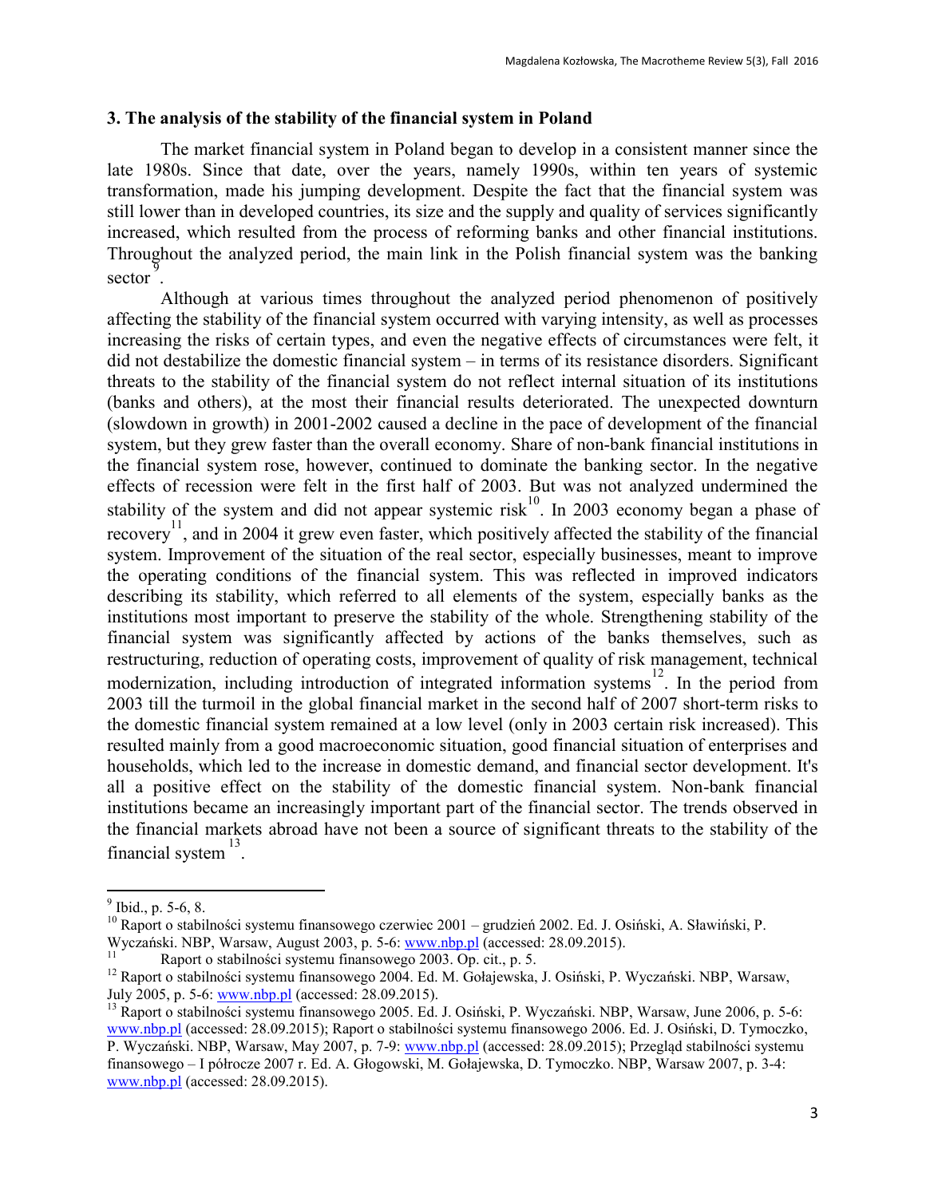## 3. The analysis of the stability of the financial system in Poland

The market financial system in Poland began to develop in a consistent manner since the late 1980s. Since that date, over the years, namely 1990s, within ten years of systemic transformation, made his jumping development. Despite the fact that the financial system was still lower than in developed countries, its size and the supply and quality of services significantly increased, which resulted from the process of reforming banks and other financial institutions. Throughout the analyzed period, the main link in the Polish financial system was the banking sector[9].

Although at various times throughout the analyzed period phenomenon of positively affecting the stability of the financial system occurred with varying intensity, as well as processes increasing the risks of certain types, and even the negative effects of circumstances were felt, it did not destabilize the domestic financial system – in terms of its resistance disorders. Significant threats to the stability of the financial system do not reflect internal situation of its institutions (banks and others), at the most their financial results deteriorated. The unexpected downturn (slowdown in growth) in 2001-2002 caused a decline in the pace of development of the financial system, but they grew faster than the overall economy. Share of non-bank financial institutions in the financial system rose, however, continued to dominate the banking sector. In the negative effects of recession were felt in the first half of 2003. But was not analyzed undermined the stability of the system and did not appear systemic risk[10]. In 2003 economy began a phase of recovery[11], and in 2004 it grew even faster, which positively affected the stability of the financial system. Improvement of the situation of the real sector, especially businesses, meant to improve the operating conditions of the financial system. This was reflected in improved indicators describing its stability, which referred to all elements of the system, especially banks as the institutions most important to preserve the stability of the whole. Strengthening stability of the financial system was significantly affected by actions of the banks themselves, such as restructuring, reduction of operating costs, improvement of quality of risk management, technical modernization, including introduction of integrated information systems[12]. In the period from 2003 till the turmoil in the global financial market in the second half of 2007 short-term risks to the domestic financial system remained at a low level (only in 2003 certain risk increased). This resulted mainly from a good macroeconomic situation, good financial situation of enterprises and households, which led to the increase in domestic demand, and financial sector development. It's all a positive effect on the stability of the domestic financial system. Non-bank financial institutions became an increasingly important part of the financial sector. The trends observed in the financial markets abroad have not been a source of significant threats to the stability of the financial system[13].

---

[9] Ibid., p. 5-6, 8.

[10] Raport o stabilności systemu finansowego czerwiec 2001 – grudzień 2002. Ed. J. Osiński, A. Sławiński, P. Wyczański. NBP, Warsaw, August 2003, p. 5-6: www.nbp.pl (accessed: 28.09.2015).

[11] Raport o stabilności systemu finansowego 2003. Op. cit., p. 5.

[12] Raport o stabilności systemu finansowego 2004. Ed. M. Gołajewska, J. Osiński, P. Wyczański. NBP, Warsaw, July 2005, p. 5-6: www.nbp.pl (accessed: 28.09.2015).

[13] Raport o stabilności systemu finansowego 2005. Ed. J. Osiński, P. Wyczański. NBP, Warsaw, June 2006, p. 5-6: www.nbp.pl (accessed: 28.09.2015); Raport o stabilności systemu finansowego 2006. Ed. J. Osiński, D. Tymoczko, P. Wyczański. NBP, Warsaw, May 2007, p. 7-9: www.nbp.pl (accessed: 28.09.2015); Przegląd stabilności systemu finansowego – I półrocze 2007 r. Ed. A. Głogowski, M. Gołajewska, D. Tymoczko. NBP, Warsaw 2007, p. 3-4: www.nbp.pl (accessed: 28.09.2015).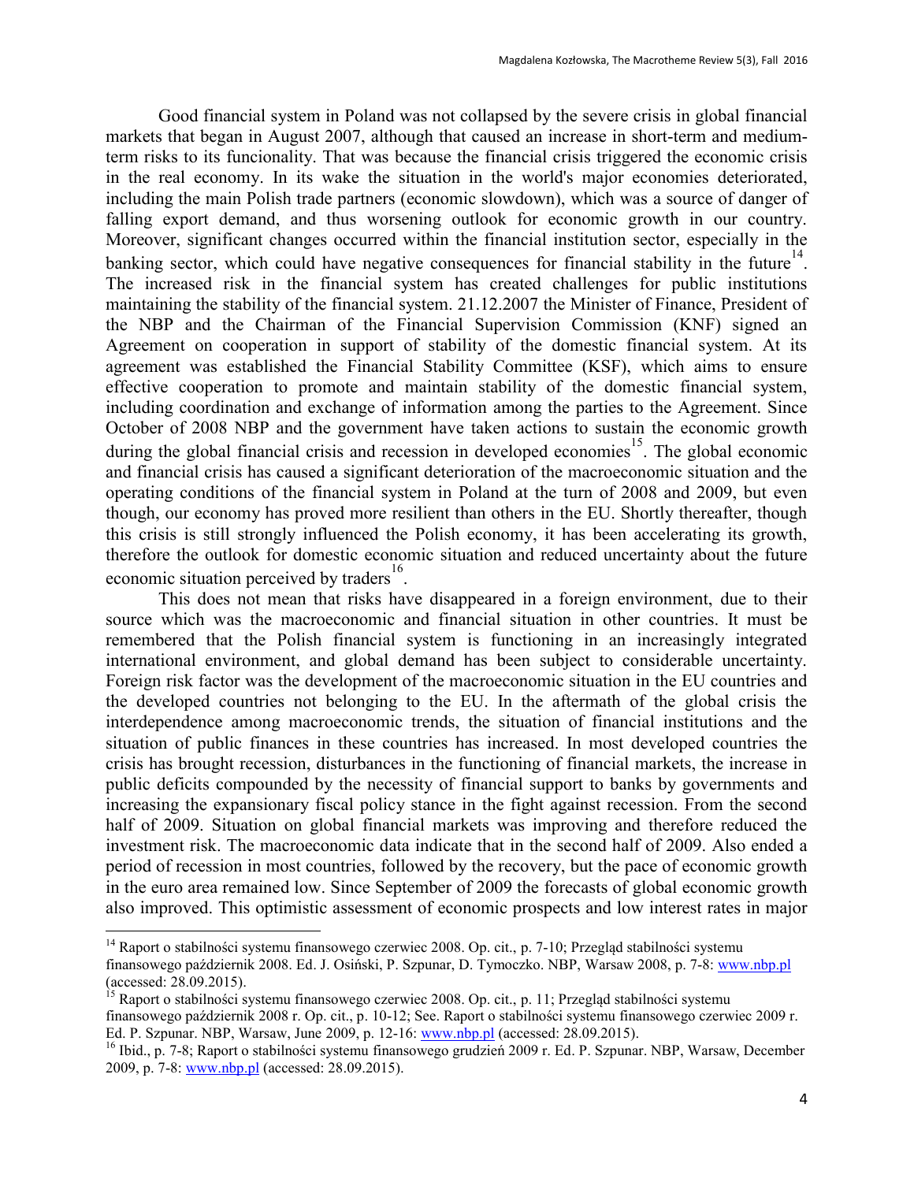Good financial system in Poland was not collapsed by the severe crisis in global financial markets that began in August 2007, although that caused an increase in short-term and medium-term risks to its funcionality. That was because the financial crisis triggered the economic crisis in the real economy. In its wake the situation in the world's major economies deteriorated, including the main Polish trade partners (economic slowdown), which was a source of danger of falling export demand, and thus worsening outlook for economic growth in our country. Moreover, significant changes occurred within the financial institution sector, especially in the banking sector, which could have negative consequences for financial stability in the future[14]. The increased risk in the financial system has created challenges for public institutions maintaining the stability of the financial system. 21.12.2007 the Minister of Finance, President of the NBP and the Chairman of the Financial Supervision Commission (KNF) signed an Agreement on cooperation in support of stability of the domestic financial system. At its agreement was established the Financial Stability Committee (KSF), which aims to ensure effective cooperation to promote and maintain stability of the domestic financial system, including coordination and exchange of information among the parties to the Agreement. Since October of 2008 NBP and the government have taken actions to sustain the economic growth during the global financial crisis and recession in developed economies[15]. The global economic and financial crisis has caused a significant deterioration of the macroeconomic situation and the operating conditions of the financial system in Poland at the turn of 2008 and 2009, but even though, our economy has proved more resilient than others in the EU. Shortly thereafter, though this crisis is still strongly influenced the Polish economy, it has been accelerating its growth, therefore the outlook for domestic economic situation and reduced uncertainty about the future economic situation perceived by traders[16].

This does not mean that risks have disappeared in a foreign environment, due to their source which was the macroeconomic and financial situation in other countries. It must be remembered that the Polish financial system is functioning in an increasingly integrated international environment, and global demand has been subject to considerable uncertainty. Foreign risk factor was the development of the macroeconomic situation in the EU countries and the developed countries not belonging to the EU. In the aftermath of the global crisis the interdependence among macroeconomic trends, the situation of financial institutions and the situation of public finances in these countries has increased. In most developed countries the crisis has brought recession, disturbances in the functioning of financial markets, the increase in public deficits compounded by the necessity of financial support to banks by governments and increasing the expansionary fiscal policy stance in the fight against recession. From the second half of 2009. Situation on global financial markets was improving and therefore reduced the investment risk. The macroeconomic data indicate that in the second half of 2009. Also ended a period of recession in most countries, followed by the recovery, but the pace of economic growth in the euro area remained low. Since September of 2009 the forecasts of global economic growth also improved. This optimistic assessment of economic prospects and low interest rates in major

---

[14] Raport o stabilności systemu finansowego czerwiec 2008. Op. cit., p. 7-10; Przegląd stabilności systemu finansowego październik 2008. Ed. J. Osiński, P. Szpunar, D. Tymoczko. NBP, Warsaw 2008, p. 7-8: www.nbp.pl (accessed: 28.09.2015).

[15] Raport o stabilności systemu finansowego czerwiec 2008. Op. cit., p. 11; Przegląd stabilności systemu finansowego październik 2008 r. Op. cit., p. 10-12; See. Raport o stabilności systemu finansowego czerwiec 2009 r. Ed. P. Szpunar. NBP, Warsaw, June 2009, p. 12-16: www.nbp.pl (accessed: 28.09.2015).

[16] Ibid., p. 7-8; Raport o stabilności systemu finansowego grudzień 2009 r. Ed. P. Szpunar. NBP, Warsaw, December 2009, p. 7-8: www.nbp.pl (accessed: 28.09.2015).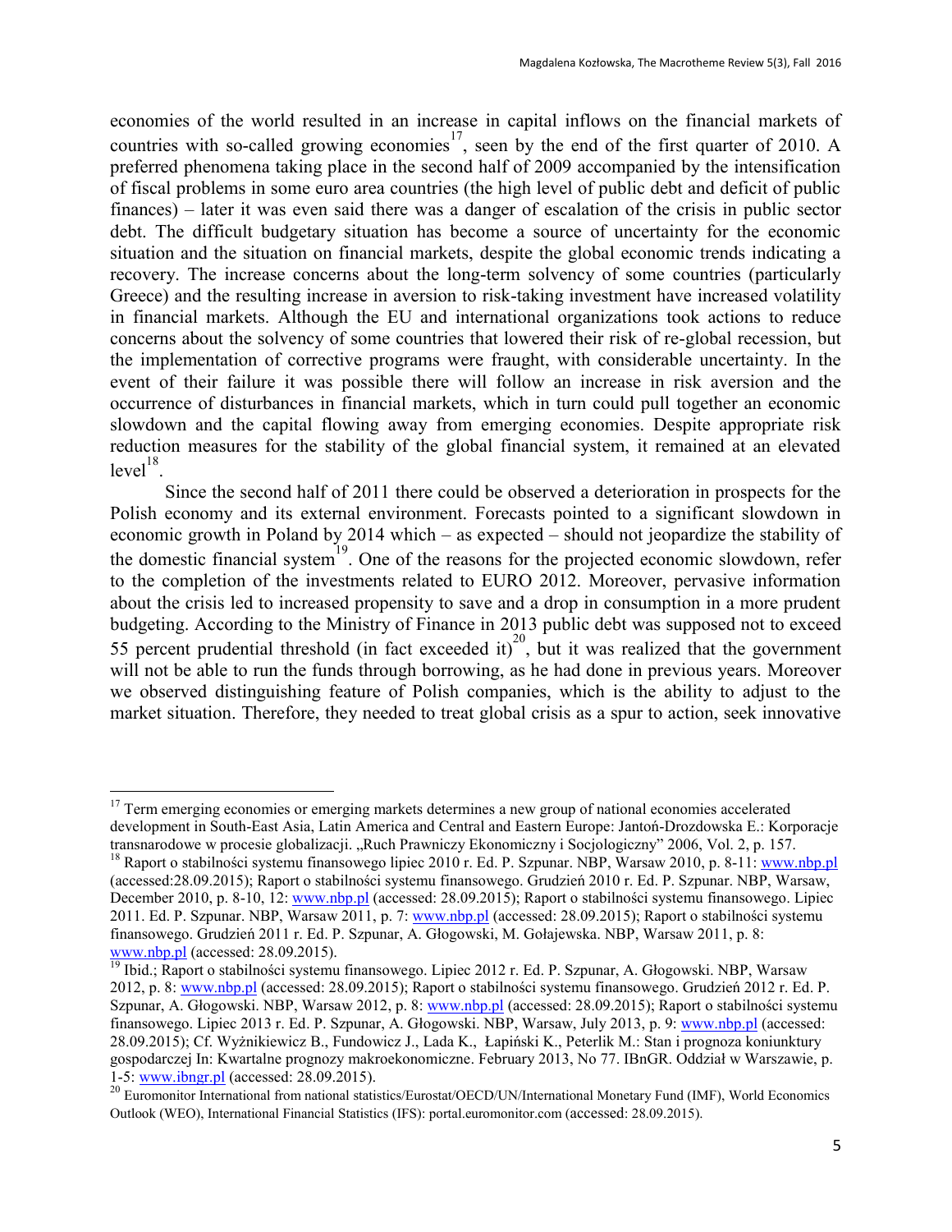economies of the world resulted in an increase in capital inflows on the financial markets of countries with so-called growing economies[17], seen by the end of the first quarter of 2010. A preferred phenomena taking place in the second half of 2009 accompanied by the intensification of fiscal problems in some euro area countries (the high level of public debt and deficit of public finances) – later it was even said there was a danger of escalation of the crisis in public sector debt. The difficult budgetary situation has become a source of uncertainty for the economic situation and the situation on financial markets, despite the global economic trends indicating a recovery. The increase concerns about the long-term solvency of some countries (particularly Greece) and the resulting increase in aversion to risk-taking investment have increased volatility in financial markets. Although the EU and international organizations took actions to reduce concerns about the solvency of some countries that lowered their risk of re-global recession, but the implementation of corrective programs were fraught, with considerable uncertainty. In the event of their failure it was possible there will follow an increase in risk aversion and the occurrence of disturbances in financial markets, which in turn could pull together an economic slowdown and the capital flowing away from emerging economies. Despite appropriate risk reduction measures for the stability of the global financial system, it remained at an elevated level[18].

Since the second half of 2011 there could be observed a deterioration in prospects for the Polish economy and its external environment. Forecasts pointed to a significant slowdown in economic growth in Poland by 2014 which – as expected – should not jeopardize the stability of the domestic financial system[19]. One of the reasons for the projected economic slowdown, refer to the completion of the investments related to EURO 2012. Moreover, pervasive information about the crisis led to increased propensity to save and a drop in consumption in a more prudent budgeting. According to the Ministry of Finance in 2013 public debt was supposed not to exceed 55 percent prudential threshold (in fact exceeded it)[20], but it was realized that the government will not be able to run the funds through borrowing, as he had done in previous years. Moreover we observed distinguishing feature of Polish companies, which is the ability to adjust to the market situation. Therefore, they needed to treat global crisis as a spur to action, seek innovative

---

[17] Term emerging economies or emerging markets determines a new group of national economies accelerated development in South-East Asia, Latin America and Central and Eastern Europe: Jantoń-Drozdowska E.: Korporacje transnarodowe w procesie globalizacji. „Ruch Prawniczy Ekonomiczny i Socjologiczny" 2006, Vol. 2, p. 157.

[18] Raport o stabilności systemu finansowego lipiec 2010 r. Ed. P. Szpunar. NBP, Warsaw 2010, p. 8-11: www.nbp.pl (accessed:28.09.2015); Raport o stabilności systemu finansowego. Grudzień 2010 r. Ed. P. Szpunar. NBP, Warsaw, December 2010, p. 8-10, 12: www.nbp.pl (accessed: 28.09.2015); Raport o stabilności systemu finansowego. Lipiec 2011. Ed. P. Szpunar. NBP, Warsaw 2011, p. 7: www.nbp.pl (accessed: 28.09.2015); Raport o stabilności systemu finansowego. Grudzień 2011 r. Ed. P. Szpunar, A. Głogowski, M. Gołajewska. NBP, Warsaw 2011, p. 8: www.nbp.pl (accessed: 28.09.2015).

[19] Ibid.; Raport o stabilności systemu finansowego. Lipiec 2012 r. Ed. P. Szpunar, A. Głogowski. NBP, Warsaw 2012, p. 8: www.nbp.pl (accessed: 28.09.2015); Raport o stabilności systemu finansowego. Grudzień 2012 r. Ed. P. Szpunar, A. Głogowski. NBP, Warsaw 2012, p. 8: www.nbp.pl (accessed: 28.09.2015); Raport o stabilności systemu finansowego. Lipiec 2013 r. Ed. P. Szpunar, A. Głogowski. NBP, Warsaw, July 2013, p. 9: www.nbp.pl (accessed: 28.09.2015); Cf. Wyżnikiewicz B., Fundowicz J., Lada K., Łapiński K., Peterlik M.: Stan i prognoza koniunktury gospodarczej In: Kwartalne prognozy makroekonomiczne. February 2013, No 77. IBnGR. Oddział w Warszawie, p. 1-5: www.ibngr.pl (accessed: 28.09.2015).

[20] Euromonitor International from national statistics/Eurostat/OECD/UN/International Monetary Fund (IMF), World Economics Outlook (WEO), International Financial Statistics (IFS): portal.euromonitor.com (accessed: 28.09.2015).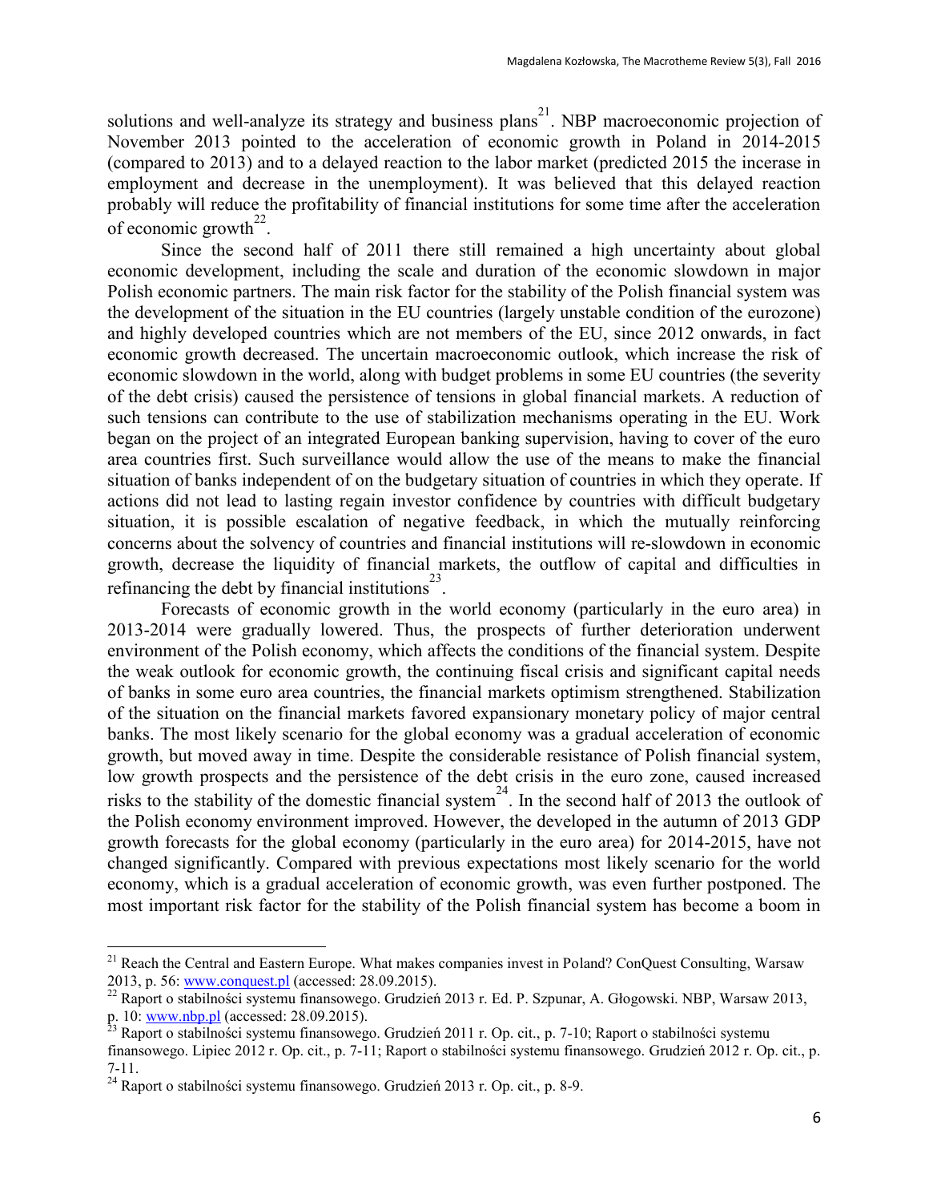solutions and well-analyze its strategy and business plans[21]. NBP macroeconomic projection of November 2013 pointed to the acceleration of economic growth in Poland in 2014-2015 (compared to 2013) and to a delayed reaction to the labor market (predicted 2015 the incerase in employment and decrease in the unemployment). It was believed that this delayed reaction probably will reduce the profitability of financial institutions for some time after the acceleration of economic growth[22].

Since the second half of 2011 there still remained a high uncertainty about global economic development, including the scale and duration of the economic slowdown in major Polish economic partners. The main risk factor for the stability of the Polish financial system was the development of the situation in the EU countries (largely unstable condition of the eurozone) and highly developed countries which are not members of the EU, since 2012 onwards, in fact economic growth decreased. The uncertain macroeconomic outlook, which increase the risk of economic slowdown in the world, along with budget problems in some EU countries (the severity of the debt crisis) caused the persistence of tensions in global financial markets. A reduction of such tensions can contribute to the use of stabilization mechanisms operating in the EU. Work began on the project of an integrated European banking supervision, having to cover of the euro area countries first. Such surveillance would allow the use of the means to make the financial situation of banks independent of on the budgetary situation of countries in which they operate. If actions did not lead to lasting regain investor confidence by countries with difficult budgetary situation, it is possible escalation of negative feedback, in which the mutually reinforcing concerns about the solvency of countries and financial institutions will re-slowdown in economic growth, decrease the liquidity of financial markets, the outflow of capital and difficulties in refinancing the debt by financial institutions[23].

Forecasts of economic growth in the world economy (particularly in the euro area) in 2013-2014 were gradually lowered. Thus, the prospects of further deterioration underwent environment of the Polish economy, which affects the conditions of the financial system. Despite the weak outlook for economic growth, the continuing fiscal crisis and significant capital needs of banks in some euro area countries, the financial markets optimism strengthened. Stabilization of the situation on the financial markets favored expansionary monetary policy of major central banks. The most likely scenario for the global economy was a gradual acceleration of economic growth, but moved away in time. Despite the considerable resistance of Polish financial system, low growth prospects and the persistence of the debt crisis in the euro zone, caused increased risks to the stability of the domestic financial system[24]. In the second half of 2013 the outlook of the Polish economy environment improved. However, the developed in the autumn of 2013 GDP growth forecasts for the global economy (particularly in the euro area) for 2014-2015, have not changed significantly. Compared with previous expectations most likely scenario for the world economy, which is a gradual acceleration of economic growth, was even further postponed. The most important risk factor for the stability of the Polish financial system has become a boom in

---

[21] Reach the Central and Eastern Europe. What makes companies invest in Poland? ConQuest Consulting, Warsaw 2013, p. 56: www.conquest.pl (accessed: 28.09.2015).

[22] Raport o stabilności systemu finansowego. Grudzień 2013 r. Ed. P. Szpunar, A. Głogowski. NBP, Warsaw 2013, p. 10: www.nbp.pl (accessed: 28.09.2015).

[23] Raport o stabilności systemu finansowego. Grudzień 2011 r. Op. cit., p. 7-10; Raport o stabilności systemu finansowego. Lipiec 2012 r. Op. cit., p. 7-11; Raport o stabilności systemu finansowego. Grudzień 2012 r. Op. cit., p. 7-11.

[24] Raport o stabilności systemu finansowego. Grudzień 2013 r. Op. cit., p. 8-9.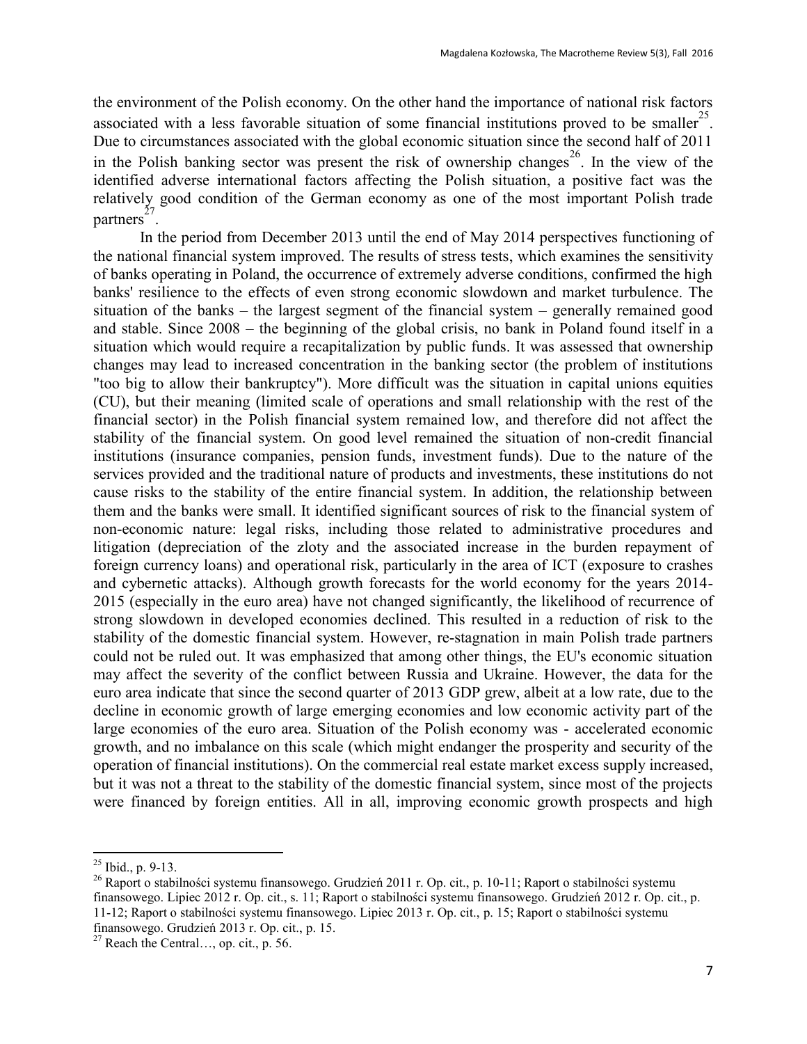the environment of the Polish economy. On the other hand the importance of national risk factors associated with a less favorable situation of some financial institutions proved to be smaller[25]. Due to circumstances associated with the global economic situation since the second half of 2011 in the Polish banking sector was present the risk of ownership changes[26]. In the view of the identified adverse international factors affecting the Polish situation, a positive fact was the relatively good condition of the German economy as one of the most important Polish trade partners[27].

In the period from December 2013 until the end of May 2014 perspectives functioning of the national financial system improved. The results of stress tests, which examines the sensitivity of banks operating in Poland, the occurrence of extremely adverse conditions, confirmed the high banks' resilience to the effects of even strong economic slowdown and market turbulence. The situation of the banks – the largest segment of the financial system – generally remained good and stable. Since 2008 – the beginning of the global crisis, no bank in Poland found itself in a situation which would require a recapitalization by public funds. It was assessed that ownership changes may lead to increased concentration in the banking sector (the problem of institutions "too big to allow their bankruptcy"). More difficult was the situation in capital unions equities (CU), but their meaning (limited scale of operations and small relationship with the rest of the financial sector) in the Polish financial system remained low, and therefore did not affect the stability of the financial system. On good level remained the situation of non-credit financial institutions (insurance companies, pension funds, investment funds). Due to the nature of the services provided and the traditional nature of products and investments, these institutions do not cause risks to the stability of the entire financial system. In addition, the relationship between them and the banks were small. It identified significant sources of risk to the financial system of non-economic nature: legal risks, including those related to administrative procedures and litigation (depreciation of the zloty and the associated increase in the burden repayment of foreign currency loans) and operational risk, particularly in the area of ICT (exposure to crashes and cybernetic attacks). Although growth forecasts for the world economy for the years 2014-2015 (especially in the euro area) have not changed significantly, the likelihood of recurrence of strong slowdown in developed economies declined. This resulted in a reduction of risk to the stability of the domestic financial system. However, re-stagnation in main Polish trade partners could not be ruled out. It was emphasized that among other things, the EU's economic situation may affect the severity of the conflict between Russia and Ukraine. However, the data for the euro area indicate that since the second quarter of 2013 GDP grew, albeit at a low rate, due to the decline in economic growth of large emerging economies and low economic activity part of the large economies of the euro area. Situation of the Polish economy was - accelerated economic growth, and no imbalance on this scale (which might endanger the prosperity and security of the operation of financial institutions). On the commercial real estate market excess supply increased, but it was not a threat to the stability of the domestic financial system, since most of the projects were financed by foreign entities. All in all, improving economic growth prospects and high

---

[25] Ibid., p. 9-13.

[26] Raport o stabilności systemu finansowego. Grudzień 2011 r. Op. cit., p. 10-11; Raport o stabilności systemu finansowego. Lipiec 2012 r. Op. cit., s. 11; Raport o stabilności systemu finansowego. Grudzień 2012 r. Op. cit., p. 11-12; Raport o stabilności systemu finansowego. Lipiec 2013 r. Op. cit., p. 15; Raport o stabilności systemu finansowego. Grudzień 2013 r. Op. cit., p. 15.

[27] Reach the Central…, op. cit., p. 56.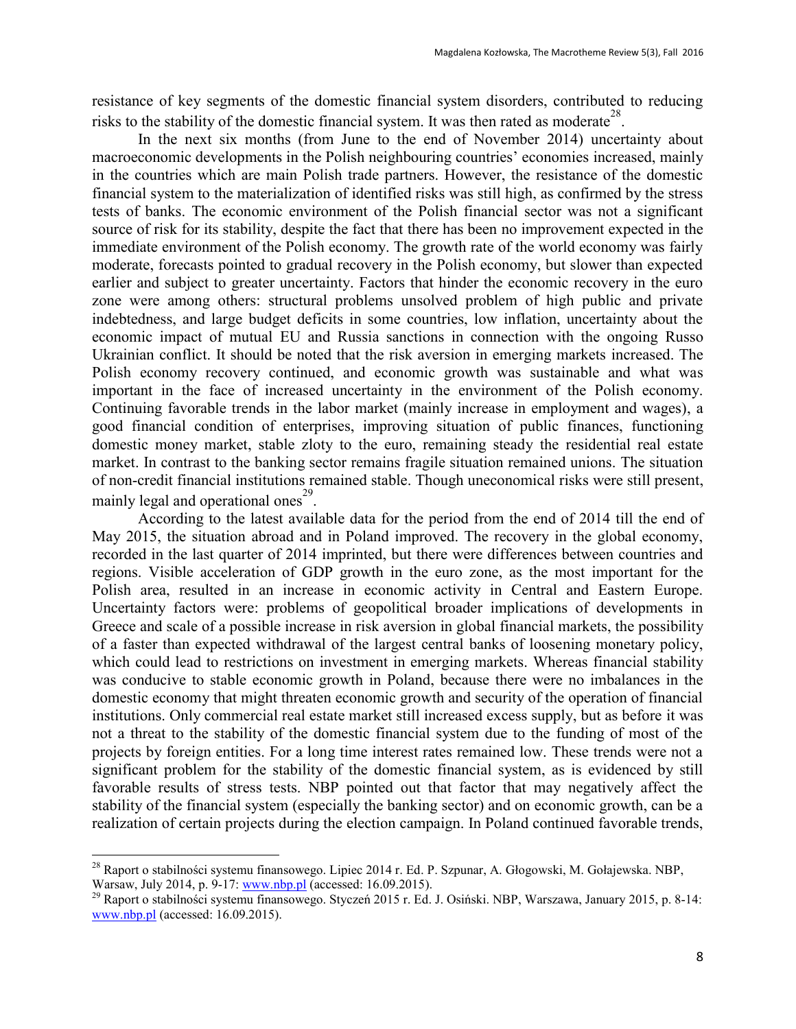resistance of key segments of the domestic financial system disorders, contributed to reducing risks to the stability of the domestic financial system. It was then rated as moderate[28].

In the next six months (from June to the end of November 2014) uncertainty about macroeconomic developments in the Polish neighbouring countries' economies increased, mainly in the countries which are main Polish trade partners. However, the resistance of the domestic financial system to the materialization of identified risks was still high, as confirmed by the stress tests of banks. The economic environment of the Polish financial sector was not a significant source of risk for its stability, despite the fact that there has been no improvement expected in the immediate environment of the Polish economy. The growth rate of the world economy was fairly moderate, forecasts pointed to gradual recovery in the Polish economy, but slower than expected earlier and subject to greater uncertainty. Factors that hinder the economic recovery in the euro zone were among others: structural problems unsolved problem of high public and private indebtedness, and large budget deficits in some countries, low inflation, uncertainty about the economic impact of mutual EU and Russia sanctions in connection with the ongoing Russo Ukrainian conflict. It should be noted that the risk aversion in emerging markets increased. The Polish economy recovery continued, and economic growth was sustainable and what was important in the face of increased uncertainty in the environment of the Polish economy. Continuing favorable trends in the labor market (mainly increase in employment and wages), a good financial condition of enterprises, improving situation of public finances, functioning domestic money market, stable zloty to the euro, remaining steady the residential real estate market. In contrast to the banking sector remains fragile situation remained unions. The situation of non-credit financial institutions remained stable. Though uneconomical risks were still present, mainly legal and operational ones[29].

According to the latest available data for the period from the end of 2014 till the end of May 2015, the situation abroad and in Poland improved. The recovery in the global economy, recorded in the last quarter of 2014 imprinted, but there were differences between countries and regions. Visible acceleration of GDP growth in the euro zone, as the most important for the Polish area, resulted in an increase in economic activity in Central and Eastern Europe. Uncertainty factors were: problems of geopolitical broader implications of developments in Greece and scale of a possible increase in risk aversion in global financial markets, the possibility of a faster than expected withdrawal of the largest central banks of loosening monetary policy, which could lead to restrictions on investment in emerging markets. Whereas financial stability was conducive to stable economic growth in Poland, because there were no imbalances in the domestic economy that might threaten economic growth and security of the operation of financial institutions. Only commercial real estate market still increased excess supply, but as before it was not a threat to the stability of the domestic financial system due to the funding of most of the projects by foreign entities. For a long time interest rates remained low. These trends were not a significant problem for the stability of the domestic financial system, as is evidenced by still favorable results of stress tests. NBP pointed out that factor that may negatively affect the stability of the financial system (especially the banking sector) and on economic growth, can be a realization of certain projects during the election campaign. In Poland continued favorable trends,

---

[28] Raport o stabilności systemu finansowego. Lipiec 2014 r. Ed. P. Szpunar, A. Głogowski, M. Gołajewska. NBP, Warsaw, July 2014, p. 9-17: www.nbp.pl (accessed: 16.09.2015).

[29] Raport o stabilności systemu finansowego. Styczeń 2015 r. Ed. J. Osiński. NBP, Warszawa, January 2015, p. 8-14: www.nbp.pl (accessed: 16.09.2015).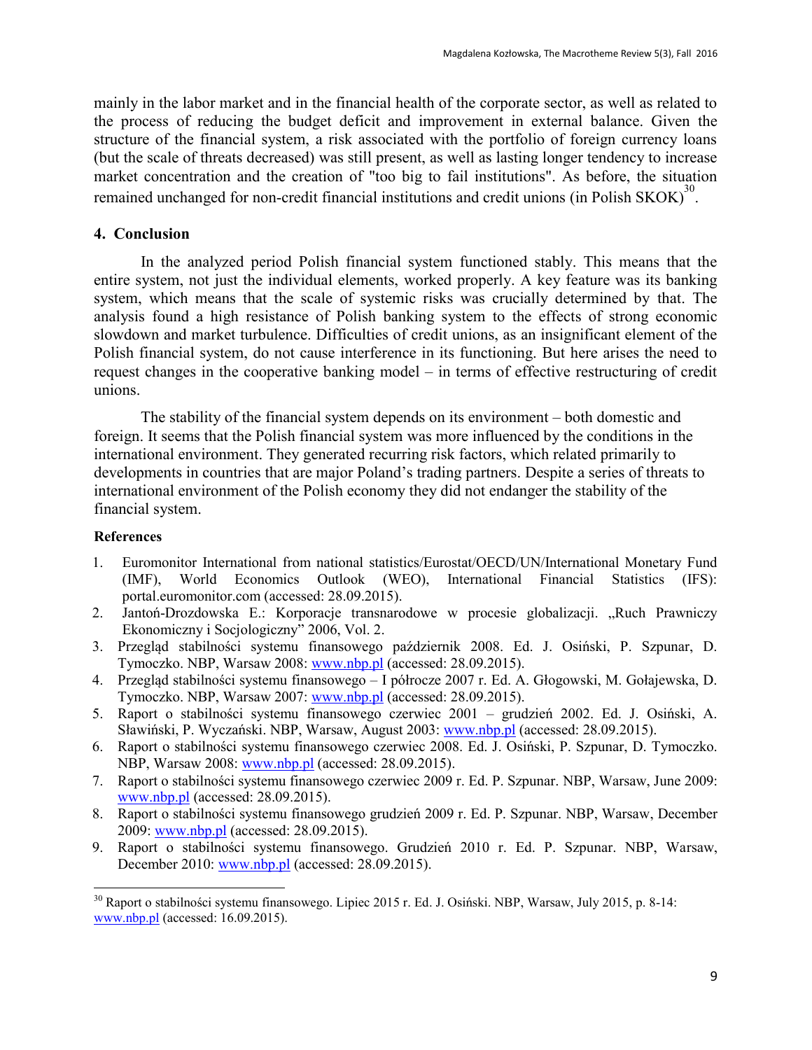mainly in the labor market and in the financial health of the corporate sector, as well as related to the process of reducing the budget deficit and improvement in external balance. Given the structure of the financial system, a risk associated with the portfolio of foreign currency loans (but the scale of threats decreased) was still present, as well as lasting longer tendency to increase market concentration and the creation of "too big to fail institutions". As before, the situation remained unchanged for non-credit financial institutions and credit unions (in Polish SKOK)[30].

## 4. Conclusion

In the analyzed period Polish financial system functioned stably. This means that the entire system, not just the individual elements, worked properly. A key feature was its banking system, which means that the scale of systemic risks was crucially determined by that. The analysis found a high resistance of Polish banking system to the effects of strong economic slowdown and market turbulence. Difficulties of credit unions, as an insignificant element of the Polish financial system, do not cause interference in its functioning. But here arises the need to request changes in the cooperative banking model – in terms of effective restructuring of credit unions.

The stability of the financial system depends on its environment – both domestic and foreign. It seems that the Polish financial system was more influenced by the conditions in the international environment. They generated recurring risk factors, which related primarily to developments in countries that are major Poland's trading partners. Despite a series of threats to international environment of the Polish economy they did not endanger the stability of the financial system.

**References**

1. Euromonitor International from national statistics/Eurostat/OECD/UN/International Monetary Fund (IMF), World Economics Outlook (WEO), International Financial Statistics (IFS): portal.euromonitor.com (accessed: 28.09.2015).
2. Jantoń-Drozdowska E.: Korporacje transnarodowe w procesie globalizacji. „Ruch Prawniczy Ekonomiczny i Socjologiczny" 2006, Vol. 2.
3. Przegląd stabilności systemu finansowego październik 2008. Ed. J. Osiński, P. Szpunar, D. Tymoczko. NBP, Warsaw 2008: www.nbp.pl (accessed: 28.09.2015).
4. Przegląd stabilności systemu finansowego – I półrocze 2007 r. Ed. A. Głogowski, M. Gołajewska, D. Tymoczko. NBP, Warsaw 2007: www.nbp.pl (accessed: 28.09.2015).
5. Raport o stabilności systemu finansowego czerwiec 2001 – grudzień 2002. Ed. J. Osiński, A. Sławiński, P. Wyczański. NBP, Warsaw, August 2003: www.nbp.pl (accessed: 28.09.2015).
6. Raport o stabilności systemu finansowego czerwiec 2008. Ed. J. Osiński, P. Szpunar, D. Tymoczko. NBP, Warsaw 2008: www.nbp.pl (accessed: 28.09.2015).
7. Raport o stabilności systemu finansowego czerwiec 2009 r. Ed. P. Szpunar. NBP, Warsaw, June 2009: www.nbp.pl (accessed: 28.09.2015).
8. Raport o stabilności systemu finansowego grudzień 2009 r. Ed. P. Szpunar. NBP, Warsaw, December 2009: www.nbp.pl (accessed: 28.09.2015).
9. Raport o stabilności systemu finansowego. Grudzień 2010 r. Ed. P. Szpunar. NBP, Warsaw, December 2010: www.nbp.pl (accessed: 28.09.2015).

---

[30] Raport o stabilności systemu finansowego. Lipiec 2015 r. Ed. J. Osiński. NBP, Warsaw, July 2015, p. 8-14: www.nbp.pl (accessed: 16.09.2015).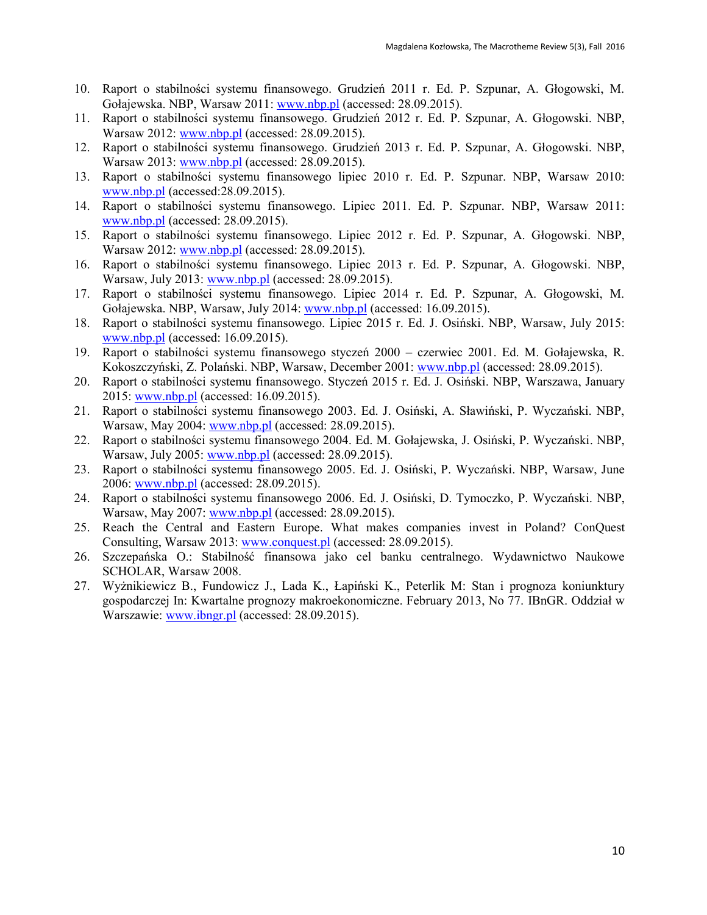10. Raport o stabilności systemu finansowego. Grudzień 2011 r. Ed. P. Szpunar, A. Głogowski, M. Gołajewska. NBP, Warsaw 2011: www.nbp.pl (accessed: 28.09.2015).
11. Raport o stabilności systemu finansowego. Grudzień 2012 r. Ed. P. Szpunar, A. Głogowski. NBP, Warsaw 2012: www.nbp.pl (accessed: 28.09.2015).
12. Raport o stabilności systemu finansowego. Grudzień 2013 r. Ed. P. Szpunar, A. Głogowski. NBP, Warsaw 2013: www.nbp.pl (accessed: 28.09.2015).
13. Raport o stabilności systemu finansowego lipiec 2010 r. Ed. P. Szpunar. NBP, Warsaw 2010: www.nbp.pl (accessed:28.09.2015).
14. Raport o stabilności systemu finansowego. Lipiec 2011. Ed. P. Szpunar. NBP, Warsaw 2011: www.nbp.pl (accessed: 28.09.2015).
15. Raport o stabilności systemu finansowego. Lipiec 2012 r. Ed. P. Szpunar, A. Głogowski. NBP, Warsaw 2012: www.nbp.pl (accessed: 28.09.2015).
16. Raport o stabilności systemu finansowego. Lipiec 2013 r. Ed. P. Szpunar, A. Głogowski. NBP, Warsaw, July 2013: www.nbp.pl (accessed: 28.09.2015).
17. Raport o stabilności systemu finansowego. Lipiec 2014 r. Ed. P. Szpunar, A. Głogowski, M. Gołajewska. NBP, Warsaw, July 2014: www.nbp.pl (accessed: 16.09.2015).
18. Raport o stabilności systemu finansowego. Lipiec 2015 r. Ed. J. Osiński. NBP, Warsaw, July 2015: www.nbp.pl (accessed: 16.09.2015).
19. Raport o stabilności systemu finansowego styczeń 2000 – czerwiec 2001. Ed. M. Gołajewska, R. Kokoszczyński, Z. Polański. NBP, Warsaw, December 2001: www.nbp.pl (accessed: 28.09.2015).
20. Raport o stabilności systemu finansowego. Styczeń 2015 r. Ed. J. Osiński. NBP, Warszawa, January 2015: www.nbp.pl (accessed: 16.09.2015).
21. Raport o stabilności systemu finansowego 2003. Ed. J. Osiński, A. Sławiński, P. Wyczański. NBP, Warsaw, May 2004: www.nbp.pl (accessed: 28.09.2015).
22. Raport o stabilności systemu finansowego 2004. Ed. M. Gołajewska, J. Osiński, P. Wyczański. NBP, Warsaw, July 2005: www.nbp.pl (accessed: 28.09.2015).
23. Raport o stabilności systemu finansowego 2005. Ed. J. Osiński, P. Wyczański. NBP, Warsaw, June 2006: www.nbp.pl (accessed: 28.09.2015).
24. Raport o stabilności systemu finansowego 2006. Ed. J. Osiński, D. Tymoczko, P. Wyczański. NBP, Warsaw, May 2007: www.nbp.pl (accessed: 28.09.2015).
25. Reach the Central and Eastern Europe. What makes companies invest in Poland? ConQuest Consulting, Warsaw 2013: www.conquest.pl (accessed: 28.09.2015).
26. Szczepańska O.: Stabilność finansowa jako cel banku centralnego. Wydawnictwo Naukowe SCHOLAR, Warsaw 2008.
27. Wyżnikiewicz B., Fundowicz J., Lada K., Łapiński K., Peterlik M: Stan i prognoza koniunktury gospodarczej In: Kwartalne prognozy makroekonomiczne. February 2013, No 77. IBnGR. Oddział w Warszawie: www.ibngr.pl (accessed: 28.09.2015).